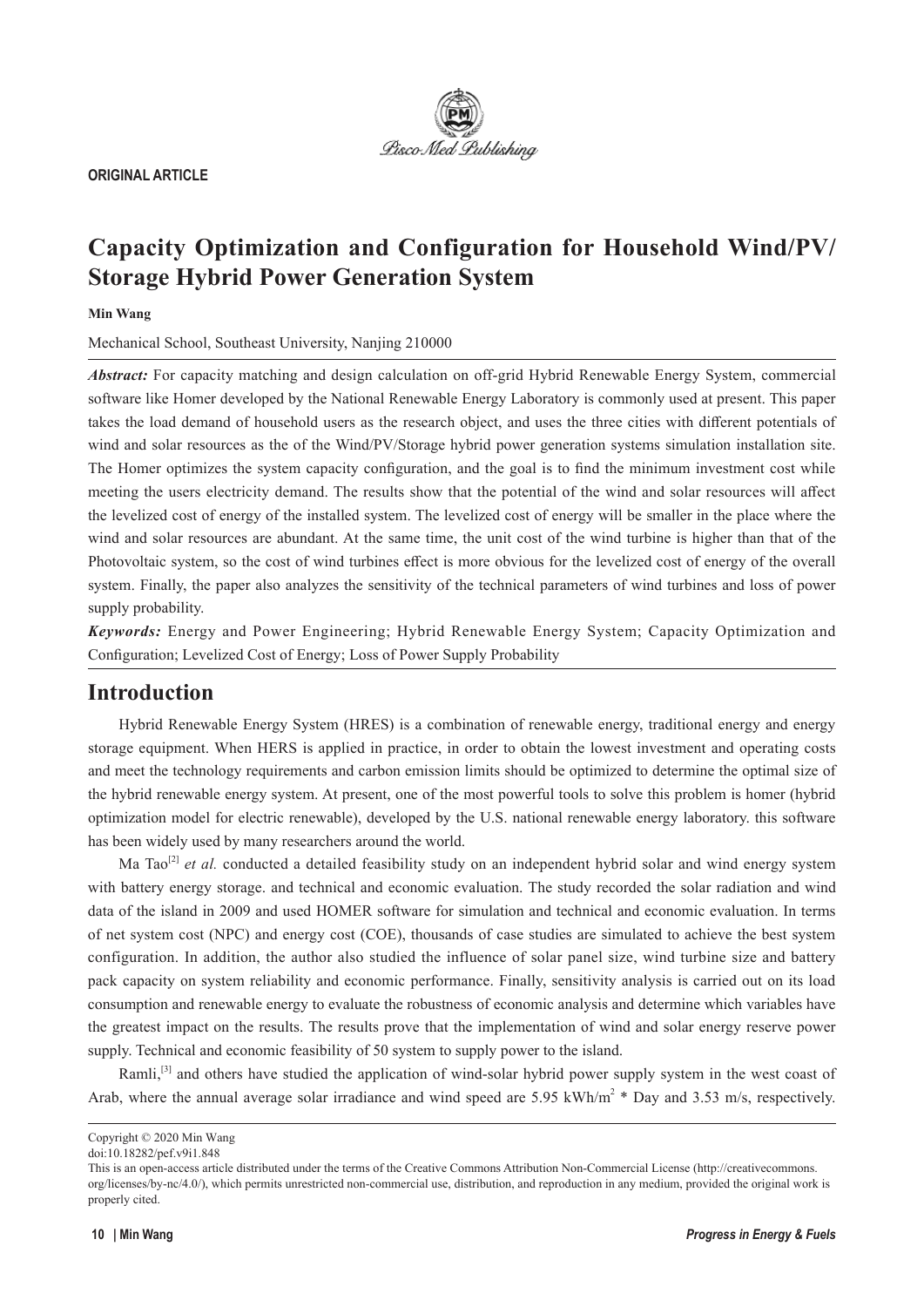**ORIGINAL ARTICLE**

# Capacity Optimization and Configuration for Household Wind/PV/Storage Hybrid Power Generation System

**Min Wang**

Mechanical School, Southeast University, Nanjing 210000

***Abstract:*** For capacity matching and design calculation on off-grid Hybrid Renewable Energy System, commercial software like Homer developed by the National Renewable Energy Laboratory is commonly used at present. This paper takes the load demand of household users as the research object, and uses the three cities with different potentials of wind and solar resources as the of the Wind/PV/Storage hybrid power generation systems simulation installation site. The Homer optimizes the system capacity configuration, and the goal is to find the minimum investment cost while meeting the users electricity demand. The results show that the potential of the wind and solar resources will affect the levelized cost of energy of the installed system. The levelized cost of energy will be smaller in the place where the wind and solar resources are abundant. At the same time, the unit cost of the wind turbine is higher than that of the Photovoltaic system, so the cost of wind turbines effect is more obvious for the levelized cost of energy of the overall system. Finally, the paper also analyzes the sensitivity of the technical parameters of wind turbines and loss of power supply probability.

***Keywords:*** Energy and Power Engineering; Hybrid Renewable Energy System; Capacity Optimization and Configuration; Levelized Cost of Energy; Loss of Power Supply Probability

## Introduction

Hybrid Renewable Energy System (HRES) is a combination of renewable energy, traditional energy and energy storage equipment. When HERS is applied in practice, in order to obtain the lowest investment and operating costs and meet the technology requirements and carbon emission limits should be optimized to determine the optimal size of the hybrid renewable energy system. At present, one of the most powerful tools to solve this problem is homer (hybrid optimization model for electric renewable), developed by the U.S. national renewable energy laboratory. this software has been widely used by many researchers around the world.

Ma Tao[2] *et al.* conducted a detailed feasibility study on an independent hybrid solar and wind energy system with battery energy storage. and technical and economic evaluation. The study recorded the solar radiation and wind data of the island in 2009 and used HOMER software for simulation and technical and economic evaluation. In terms of net system cost (NPC) and energy cost (COE), thousands of case studies are simulated to achieve the best system configuration. In addition, the author also studied the influence of solar panel size, wind turbine size and battery pack capacity on system reliability and economic performance. Finally, sensitivity analysis is carried out on its load consumption and renewable energy to evaluate the robustness of economic analysis and determine which variables have the greatest impact on the results. The results prove that the implementation of wind and solar energy reserve power supply. Technical and economic feasibility of 50 system to supply power to the island.

Ramli,[3] and others have studied the application of wind-solar hybrid power supply system in the west coast of Arab, where the annual average solar irradiance and wind speed are 5.95 kWh/m$^2$ * Day and 3.53 m/s, respectively.

Copyright © 2020 Min Wang

doi:10.18282/pef.v9i1.848

This is an open-access article distributed under the terms of the Creative Commons Attribution Non-Commercial License (http://creativecommons.org/licenses/by-nc/4.0/), which permits unrestricted non-commercial use, distribution, and reproduction in any medium, provided the original work is properly cited.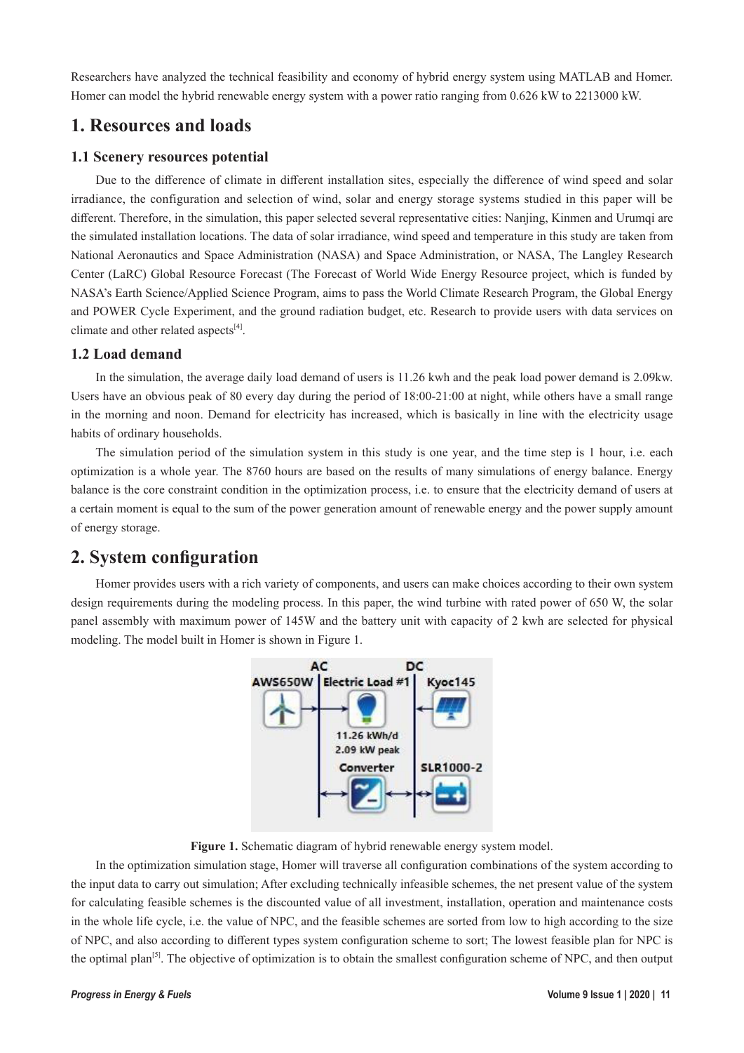Researchers have analyzed the technical feasibility and economy of hybrid energy system using MATLAB and Homer. Homer can model the hybrid renewable energy system with a power ratio ranging from 0.626 kW to 2213000 kW.

# 1. Resources and loads

## 1.1 Scenery resources potential

Due to the difference of climate in different installation sites, especially the difference of wind speed and solar irradiance, the configuration and selection of wind, solar and energy storage systems studied in this paper will be different. Therefore, in the simulation, this paper selected several representative cities: Nanjing, Kinmen and Urumqi are the simulated installation locations. The data of solar irradiance, wind speed and temperature in this study are taken from National Aeronautics and Space Administration (NASA) and Space Administration, or NASA, The Langley Research Center (LaRC) Global Resource Forecast (The Forecast of World Wide Energy Resource project, which is funded by NASA's Earth Science/Applied Science Program, aims to pass the World Climate Research Program, the Global Energy and POWER Cycle Experiment, and the ground radiation budget, etc. Research to provide users with data services on climate and other related aspects[4].

## 1.2 Load demand

In the simulation, the average daily load demand of users is 11.26 kwh and the peak load power demand is 2.09kw. Users have an obvious peak of 80 every day during the period of 18:00-21:00 at night, while others have a small range in the morning and noon. Demand for electricity has increased, which is basically in line with the electricity usage habits of ordinary households.

The simulation period of the simulation system in this study is one year, and the time step is 1 hour, i.e. each optimization is a whole year. The 8760 hours are based on the results of many simulations of energy balance. Energy balance is the core constraint condition in the optimization process, i.e. to ensure that the electricity demand of users at a certain moment is equal to the sum of the power generation amount of renewable energy and the power supply amount of energy storage.

# 2. System configuration

Homer provides users with a rich variety of components, and users can make choices according to their own system design requirements during the modeling process. In this paper, the wind turbine with rated power of 650 W, the solar panel assembly with maximum power of 145W and the battery unit with capacity of 2 kwh are selected for physical modeling. The model built in Homer is shown in Figure 1.

AC
DC
AWS650W
Electric Load #1
Kyoc145
11.26 kWh/d
2.09 kW peak
Converter
SLR1000-2

**Figure 1.** Schematic diagram of hybrid renewable energy system model.

In the optimization simulation stage, Homer will traverse all configuration combinations of the system according to the input data to carry out simulation; After excluding technically infeasible schemes, the net present value of the system for calculating feasible schemes is the discounted value of all investment, installation, operation and maintenance costs in the whole life cycle, i.e. the value of NPC, and the feasible schemes are sorted from low to high according to the size of NPC, and also according to different types system configuration scheme to sort; The lowest feasible plan for NPC is the optimal plan[5]. The objective of optimization is to obtain the smallest configuration scheme of NPC, and then output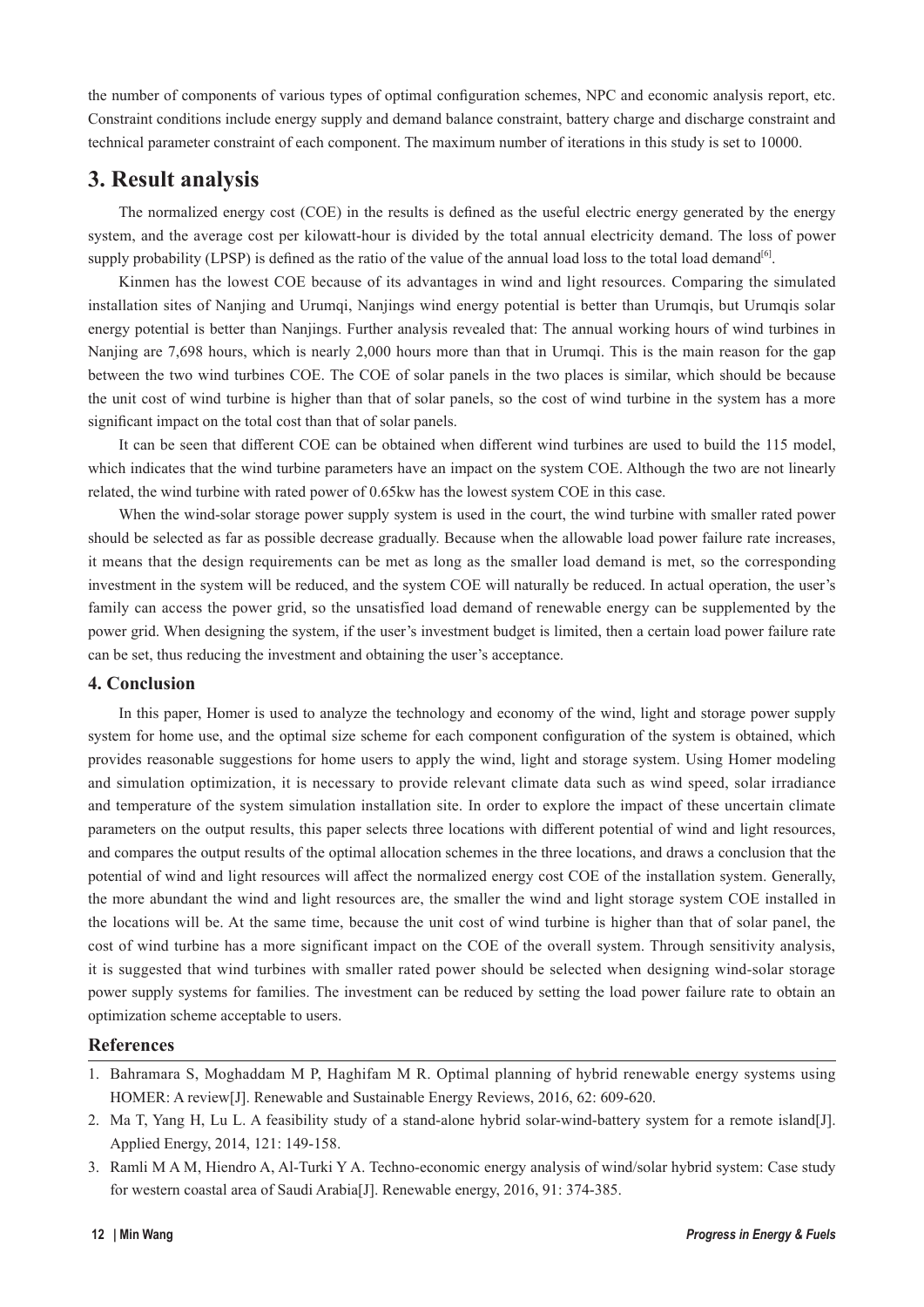the number of components of various types of optimal configuration schemes, NPC and economic analysis report, etc. Constraint conditions include energy supply and demand balance constraint, battery charge and discharge constraint and technical parameter constraint of each component. The maximum number of iterations in this study is set to 10000.

# 3. Result analysis

The normalized energy cost (COE) in the results is defined as the useful electric energy generated by the energy system, and the average cost per kilowatt-hour is divided by the total annual electricity demand. The loss of power supply probability (LPSP) is defined as the ratio of the value of the annual load loss to the total load demand[6].

Kinmen has the lowest COE because of its advantages in wind and light resources. Comparing the simulated installation sites of Nanjing and Urumqi, Nanjings wind energy potential is better than Urumqis, but Urumqis solar energy potential is better than Nanjings. Further analysis revealed that: The annual working hours of wind turbines in Nanjing are 7,698 hours, which is nearly 2,000 hours more than that in Urumqi. This is the main reason for the gap between the two wind turbines COE. The COE of solar panels in the two places is similar, which should be because the unit cost of wind turbine is higher than that of solar panels, so the cost of wind turbine in the system has a more significant impact on the total cost than that of solar panels.

It can be seen that different COE can be obtained when different wind turbines are used to build the 115 model, which indicates that the wind turbine parameters have an impact on the system COE. Although the two are not linearly related, the wind turbine with rated power of 0.65kw has the lowest system COE in this case.

When the wind-solar storage power supply system is used in the court, the wind turbine with smaller rated power should be selected as far as possible decrease gradually. Because when the allowable load power failure rate increases, it means that the design requirements can be met as long as the smaller load demand is met, so the corresponding investment in the system will be reduced, and the system COE will naturally be reduced. In actual operation, the user's family can access the power grid, so the unsatisfied load demand of renewable energy can be supplemented by the power grid. When designing the system, if the user's investment budget is limited, then a certain load power failure rate can be set, thus reducing the investment and obtaining the user's acceptance.

## 4. Conclusion

In this paper, Homer is used to analyze the technology and economy of the wind, light and storage power supply system for home use, and the optimal size scheme for each component configuration of the system is obtained, which provides reasonable suggestions for home users to apply the wind, light and storage system. Using Homer modeling and simulation optimization, it is necessary to provide relevant climate data such as wind speed, solar irradiance and temperature of the system simulation installation site. In order to explore the impact of these uncertain climate parameters on the output results, this paper selects three locations with different potential of wind and light resources, and compares the output results of the optimal allocation schemes in the three locations, and draws a conclusion that the potential of wind and light resources will affect the normalized energy cost COE of the installation system. Generally, the more abundant the wind and light resources are, the smaller the wind and light storage system COE installed in the locations will be. At the same time, because the unit cost of wind turbine is higher than that of solar panel, the cost of wind turbine has a more significant impact on the COE of the overall system. Through sensitivity analysis, it is suggested that wind turbines with smaller rated power should be selected when designing wind-solar storage power supply systems for families. The investment can be reduced by setting the load power failure rate to obtain an optimization scheme acceptable to users.

## References

1. Bahramara S, Moghaddam M P, Haghifam M R. Optimal planning of hybrid renewable energy systems using HOMER: A review[J]. Renewable and Sustainable Energy Reviews, 2016, 62: 609-620.
2. Ma T, Yang H, Lu L. A feasibility study of a stand-alone hybrid solar-wind-battery system for a remote island[J]. Applied Energy, 2014, 121: 149-158.
3. Ramli M A M, Hiendro A, Al-Turki Y A. Techno-economic energy analysis of wind/solar hybrid system: Case study for western coastal area of Saudi Arabia[J]. Renewable energy, 2016, 91: 374-385.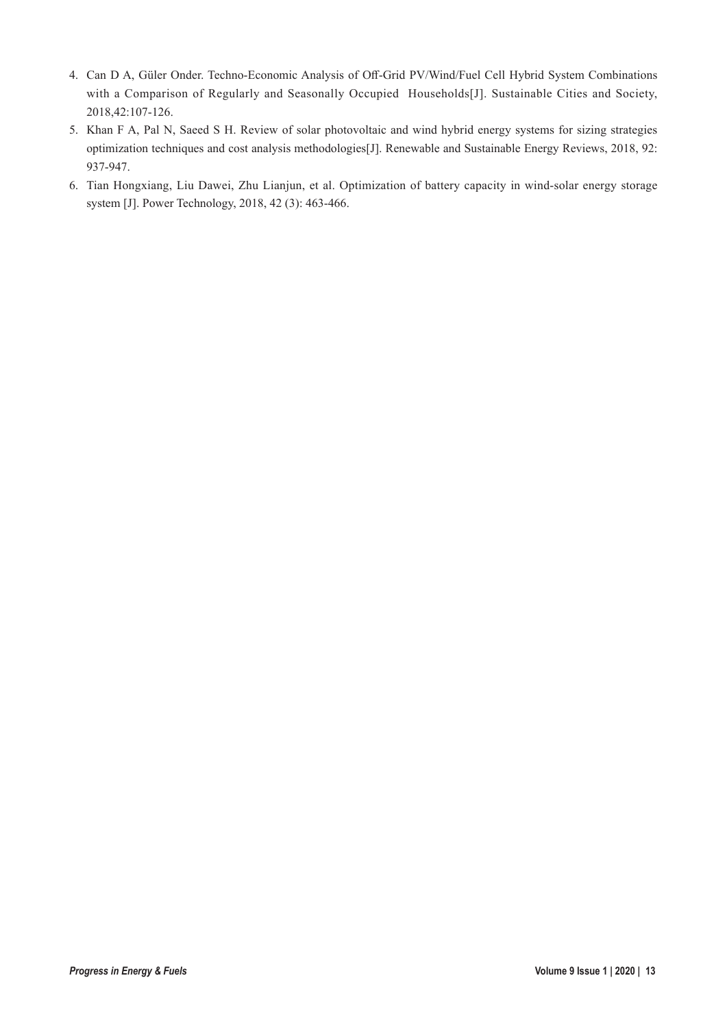4. Can D A, Güler Onder. Techno-Economic Analysis of Off-Grid PV/Wind/Fuel Cell Hybrid System Combinations with a Comparison of Regularly and Seasonally Occupied Households[J]. Sustainable Cities and Society, 2018,42:107-126.
5. Khan F A, Pal N, Saeed S H. Review of solar photovoltaic and wind hybrid energy systems for sizing strategies optimization techniques and cost analysis methodologies[J]. Renewable and Sustainable Energy Reviews, 2018, 92: 937-947.
6. Tian Hongxiang, Liu Dawei, Zhu Lianjun, et al. Optimization of battery capacity in wind-solar energy storage system [J]. Power Technology, 2018, 42 (3): 463-466.